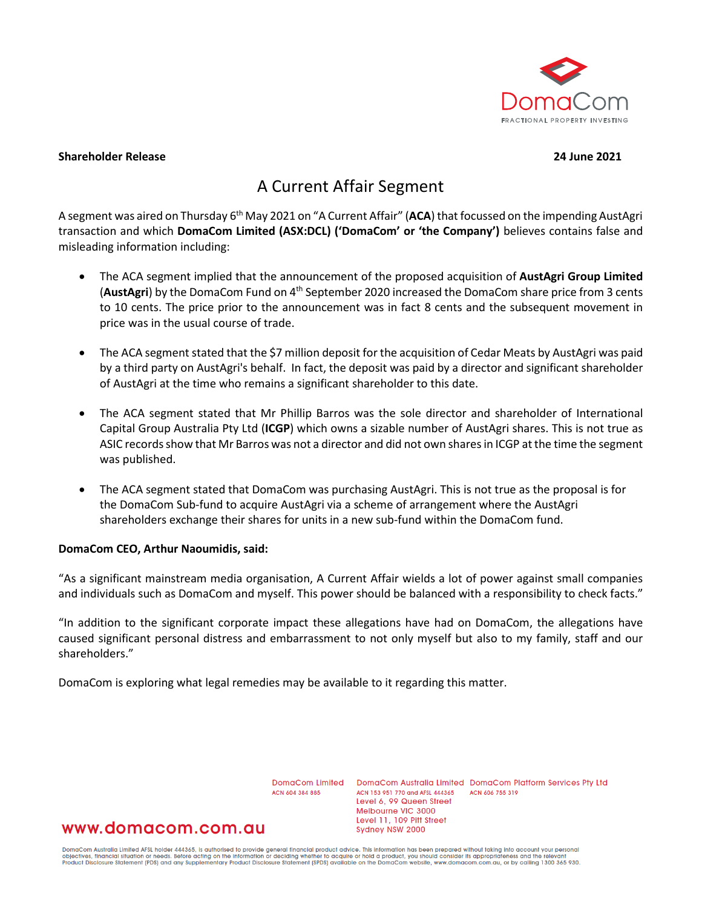**Shareholder Release** **24 June 2021**

# A Current Affair Segment

A segment was aired on Thursday 6th May 2021 on "A Current Affair" (**ACA**) that focussed on the impending AustAgri transaction and which **DomaCom Limited (ASX:DCL) ('DomaCom' or 'the Company')** believes contains false and misleading information including:

- The ACA segment implied that the announcement of the proposed acquisition of **AustAgri Group Limited** (**AustAgri**) by the DomaCom Fund on 4th September 2020 increased the DomaCom share price from 3 cents to 10 cents. The price prior to the announcement was in fact 8 cents and the subsequent movement in price was in the usual course of trade.
- The ACA segment stated that the $7 million deposit for the acquisition of Cedar Meats by AustAgri was paid by a third party on AustAgri's behalf. In fact, the deposit was paid by a director and significant shareholder of AustAgri at the time who remains a significant shareholder to this date.
- The ACA segment stated that Mr Phillip Barros was the sole director and shareholder of International Capital Group Australia Pty Ltd (**ICGP**) which owns a sizable number of AustAgri shares. This is not true as ASIC records show that Mr Barros was not a director and did not own shares in ICGP at the time the segment was published.
- The ACA segment stated that DomaCom was purchasing AustAgri. This is not true as the proposal is for the DomaCom Sub-fund to acquire AustAgri via a scheme of arrangement where the AustAgri shareholders exchange their shares for units in a new sub-fund within the DomaCom fund.

**DomaCom CEO, Arthur Naoumidis, said:**

"As a significant mainstream media organisation, A Current Affair wields a lot of power against small companies and individuals such as DomaCom and myself. This power should be balanced with a responsibility to check facts."

"In addition to the significant corporate impact these allegations have had on DomaCom, the allegations have caused significant personal distress and embarrassment to not only myself but also to my family, staff and our shareholders."

DomaCom is exploring what legal remedies may be available to it regarding this matter.

DomaCom Limited
ACN 604 384 885

DomaCom Australia Limited
ACN 153 951 770 and AFSL 444365
Level 6, 99 Queen Street
Melbourne VIC 3000
Level 11, 109 Pitt Street
Sydney NSW 2000

DomaCom Platform Services Pty Ltd
ACN 606 755 319

www.domacom.com.au

DomaCom Australia Limited AFSL holder 444365, is authorised to provide general financial product advice. This information has been prepared without taking into account your personal objectives, financial situation or needs. Before acting on the information or deciding whether to acquire or hold a product, you should consider its appropriateness and the relevant Product Disclosure Statement (PDS) and any Supplementary Product Disclosure Statement (SPDS) available on the DomaCom website, www.domacom.com.au, or by calling 1300 365 930.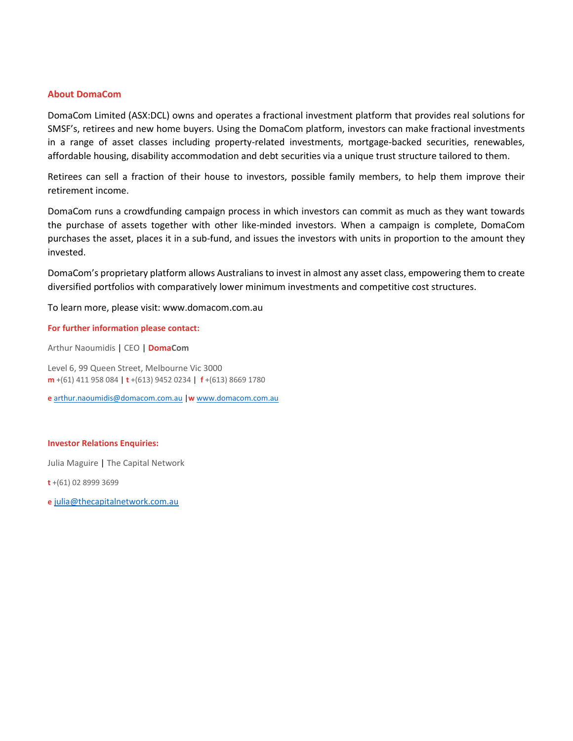## About DomaCom

DomaCom Limited (ASX:DCL) owns and operates a fractional investment platform that provides real solutions for SMSF's, retirees and new home buyers. Using the DomaCom platform, investors can make fractional investments in a range of asset classes including property-related investments, mortgage-backed securities, renewables, affordable housing, disability accommodation and debt securities via a unique trust structure tailored to them.

Retirees can sell a fraction of their house to investors, possible family members, to help them improve their retirement income.

DomaCom runs a crowdfunding campaign process in which investors can commit as much as they want towards the purchase of assets together with other like-minded investors. When a campaign is complete, DomaCom purchases the asset, places it in a sub-fund, and issues the investors with units in proportion to the amount they invested.

DomaCom's proprietary platform allows Australians to invest in almost any asset class, empowering them to create diversified portfolios with comparatively lower minimum investments and competitive cost structures.

To learn more, please visit: www.domacom.com.au

**For further information please contact:**

Arthur Naoumidis | CEO | **DomaCom**

Level 6, 99 Queen Street, Melbourne Vic 3000
**m** +(61) 411 958 084 | **t** +(613) 9452 0234 | **f** +(613) 8669 1780

**e** arthur.naoumidis@domacom.com.au |**w** www.domacom.com.au

**Investor Relations Enquiries:**

Julia Maguire | The Capital Network

**t** +(61) 02 8999 3699

**e** julia@thecapitalnetwork.com.au